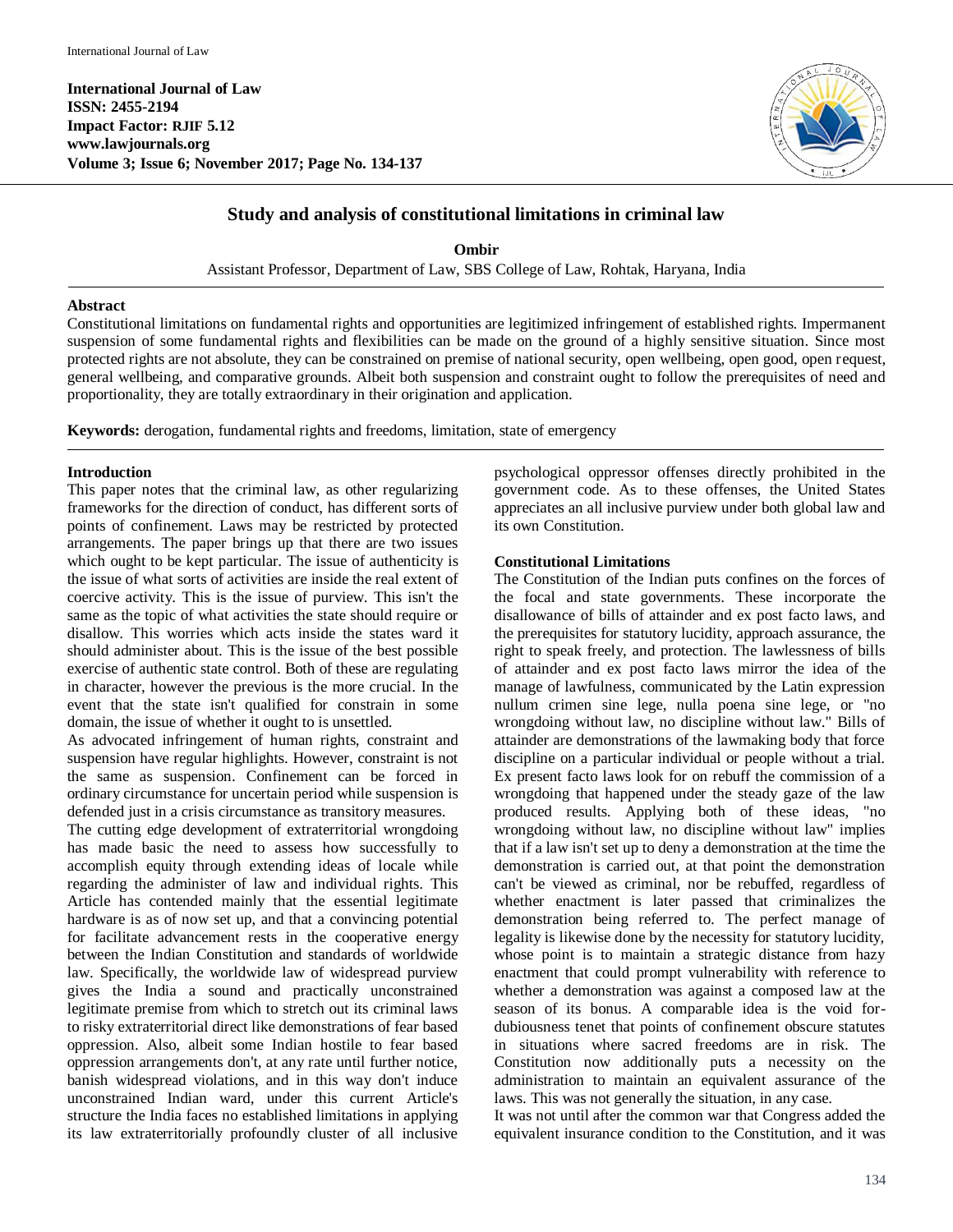**International Journal of Law**
**ISSN: 2455-2194**
**Impact Factor: RJIF 5.12**
**www.lawjournals.org**
**Volume 3; Issue 6; November 2017; Page No. 134-137**

# Study and analysis of constitutional limitations in criminal law

**Ombir**

Assistant Professor, Department of Law, SBS College of Law, Rohtak, Haryana, India

## Abstract

Constitutional limitations on fundamental rights and opportunities are legitimized infringement of established rights. Impermanent suspension of some fundamental rights and flexibilities can be made on the ground of a highly sensitive situation. Since most protected rights are not absolute, they can be constrained on premise of national security, open wellbeing, open good, open request, general wellbeing, and comparative grounds. Albeit both suspension and constraint ought to follow the prerequisites of need and proportionality, they are totally extraordinary in their origination and application.

**Keywords:** derogation, fundamental rights and freedoms, limitation, state of emergency

## Introduction

This paper notes that the criminal law, as other regularizing frameworks for the direction of conduct, has different sorts of points of confinement. Laws may be restricted by protected arrangements. The paper brings up that there are two issues which ought to be kept particular. The issue of authenticity is the issue of what sorts of activities are inside the real extent of coercive activity. This is the issue of purview. This isn't the same as the topic of what activities the state should require or disallow. This worries which acts inside the states ward it should administer about. This is the issue of the best possible exercise of authentic state control. Both of these are regulating in character, however the previous is the more crucial. In the event that the state isn't qualified for constrain in some domain, the issue of whether it ought to is unsettled.

As advocated infringement of human rights, constraint and suspension have regular highlights. However, constraint is not the same as suspension. Confinement can be forced in ordinary circumstance for uncertain period while suspension is defended just in a crisis circumstance as transitory measures.

The cutting edge development of extraterritorial wrongdoing has made basic the need to assess how successfully to accomplish equity through extending ideas of locale while regarding the administer of law and individual rights. This Article has contended mainly that the essential legitimate hardware is as of now set up, and that a convincing potential for facilitate advancement rests in the cooperative energy between the Indian Constitution and standards of worldwide law. Specifically, the worldwide law of widespread purview gives the India a sound and practically unconstrained legitimate premise from which to stretch out its criminal laws to risky extraterritorial direct like demonstrations of fear based oppression. Also, albeit some Indian hostile to fear based oppression arrangements don't, at any rate until further notice, banish widespread violations, and in this way don't induce unconstrained Indian ward, under this current Article's structure the India faces no established limitations in applying its law extraterritorially profoundly cluster of all inclusive psychological oppressor offenses directly prohibited in the government code. As to these offenses, the United States appreciates an all inclusive purview under both global law and its own Constitution.

## Constitutional Limitations

The Constitution of the Indian puts confines on the forces of the focal and state governments. These incorporate the disallowance of bills of attainder and ex post facto laws, and the prerequisites for statutory lucidity, approach assurance, the right to speak freely, and protection. The lawlessness of bills of attainder and ex post facto laws mirror the idea of the manage of lawfulness, communicated by the Latin expression nullum crimen sine lege, nulla poena sine lege, or "no wrongdoing without law, no discipline without law." Bills of attainder are demonstrations of the lawmaking body that force discipline on a particular individual or people without a trial. Ex present facto laws look for on rebuff the commission of a wrongdoing that happened under the steady gaze of the law produced results. Applying both of these ideas, "no wrongdoing without law, no discipline without law" implies that if a law isn't set up to deny a demonstration at the time the demonstration is carried out, at that point the demonstration can't be viewed as criminal, nor be rebuffed, regardless of whether enactment is later passed that criminalizes the demonstration being referred to. The perfect manage of legality is likewise done by the necessity for statutory lucidity, whose point is to maintain a strategic distance from hazy enactment that could prompt vulnerability with reference to whether a demonstration was against a composed law at the season of its bonus. A comparable idea is the void for-dubiousness tenet that points of confinement obscure statutes in situations where sacred freedoms are in risk. The Constitution now additionally puts a necessity on the administration to maintain an equivalent assurance of the laws. This was not generally the situation, in any case.

It was not until after the common war that Congress added the equivalent insurance condition to the Constitution, and it was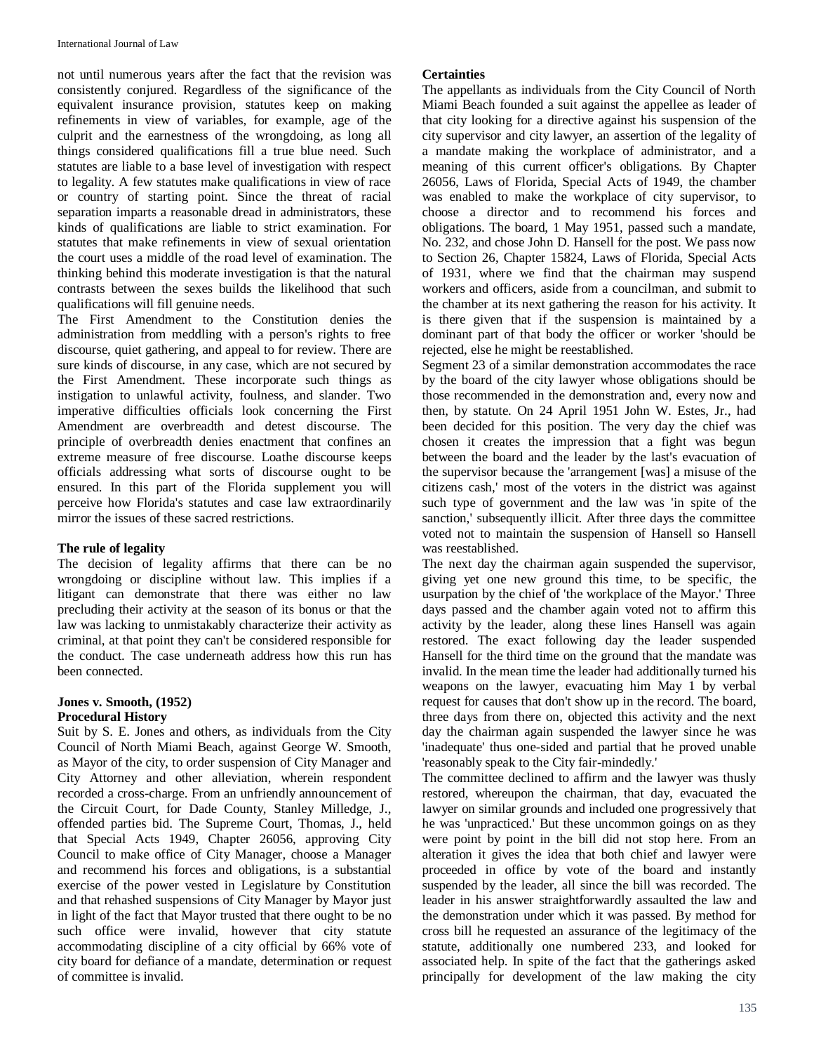not until numerous years after the fact that the revision was consistently conjured. Regardless of the significance of the equivalent insurance provision, statutes keep on making refinements in view of variables, for example, age of the culprit and the earnestness of the wrongdoing, as long all things considered qualifications fill a true blue need. Such statutes are liable to a base level of investigation with respect to legality. A few statutes make qualifications in view of race or country of starting point. Since the threat of racial separation imparts a reasonable dread in administrators, these kinds of qualifications are liable to strict examination. For statutes that make refinements in view of sexual orientation the court uses a middle of the road level of examination. The thinking behind this moderate investigation is that the natural contrasts between the sexes builds the likelihood that such qualifications will fill genuine needs.

The First Amendment to the Constitution denies the administration from meddling with a person's rights to free discourse, quiet gathering, and appeal to for review. There are sure kinds of discourse, in any case, which are not secured by the First Amendment. These incorporate such things as instigation to unlawful activity, foulness, and slander. Two imperative difficulties officials look concerning the First Amendment are overbreadth and detest discourse. The principle of overbreadth denies enactment that confines an extreme measure of free discourse. Loathe discourse keeps officials addressing what sorts of discourse ought to be ensured. In this part of the Florida supplement you will perceive how Florida's statutes and case law extraordinarily mirror the issues of these sacred restrictions.

**The rule of legality**

The decision of legality affirms that there can be no wrongdoing or discipline without law. This implies if a litigant can demonstrate that there was either no law precluding their activity at the season of its bonus or that the law was lacking to unmistakably characterize their activity as criminal, at that point they can't be considered responsible for the conduct. The case underneath address how this run has been connected.

**Jones v. Smooth, (1952)**

**Procedural History**

Suit by S. E. Jones and others, as individuals from the City Council of North Miami Beach, against George W. Smooth, as Mayor of the city, to order suspension of City Manager and City Attorney and other alleviation, wherein respondent recorded a cross-charge. From an unfriendly announcement of the Circuit Court, for Dade County, Stanley Milledge, J., offended parties bid. The Supreme Court, Thomas, J., held that Special Acts 1949, Chapter 26056, approving City Council to make office of City Manager, choose a Manager and recommend his forces and obligations, is a substantial exercise of the power vested in Legislature by Constitution and that rehashed suspensions of City Manager by Mayor just in light of the fact that Mayor trusted that there ought to be no such office were invalid, however that city statute accommodating discipline of a city official by 66% vote of city board for defiance of a mandate, determination or request of committee is invalid.

**Certainties**

The appellants as individuals from the City Council of North Miami Beach founded a suit against the appellee as leader of that city looking for a directive against his suspension of the city supervisor and city lawyer, an assertion of the legality of a mandate making the workplace of administrator, and a meaning of this current officer's obligations. By Chapter 26056, Laws of Florida, Special Acts of 1949, the chamber was enabled to make the workplace of city supervisor, to choose a director and to recommend his forces and obligations. The board, 1 May 1951, passed such a mandate, No. 232, and chose John D. Hansell for the post. We pass now to Section 26, Chapter 15824, Laws of Florida, Special Acts of 1931, where we find that the chairman may suspend workers and officers, aside from a councilman, and submit to the chamber at its next gathering the reason for his activity. It is there given that if the suspension is maintained by a dominant part of that body the officer or worker 'should be rejected, else he might be reestablished.

Segment 23 of a similar demonstration accommodates the race by the board of the city lawyer whose obligations should be those recommended in the demonstration and, every now and then, by statute. On 24 April 1951 John W. Estes, Jr., had been decided for this position. The very day the chief was chosen it creates the impression that a fight was begun between the board and the leader by the last's evacuation of the supervisor because the 'arrangement [was] a misuse of the citizens cash,' most of the voters in the district was against such type of government and the law was 'in spite of the sanction,' subsequently illicit. After three days the committee voted not to maintain the suspension of Hansell so Hansell was reestablished.

The next day the chairman again suspended the supervisor, giving yet one new ground this time, to be specific, the usurpation by the chief of 'the workplace of the Mayor.' Three days passed and the chamber again voted not to affirm this activity by the leader, along these lines Hansell was again restored. The exact following day the leader suspended Hansell for the third time on the ground that the mandate was invalid. In the mean time the leader had additionally turned his weapons on the lawyer, evacuating him May 1 by verbal request for causes that don't show up in the record. The board, three days from there on, objected this activity and the next day the chairman again suspended the lawyer since he was 'inadequate' thus one-sided and partial that he proved unable 'reasonably speak to the City fair-mindedly.'

The committee declined to affirm and the lawyer was thusly restored, whereupon the chairman, that day, evacuated the lawyer on similar grounds and included one progressively that he was 'unpracticed.' But these uncommon goings on as they were point by point in the bill did not stop here. From an alteration it gives the idea that both chief and lawyer were proceeded in office by vote of the board and instantly suspended by the leader, all since the bill was recorded. The leader in his answer straightforwardly assaulted the law and the demonstration under which it was passed. By method for cross bill he requested an assurance of the legitimacy of the statute, additionally one numbered 233, and looked for associated help. In spite of the fact that the gatherings asked principally for development of the law making the city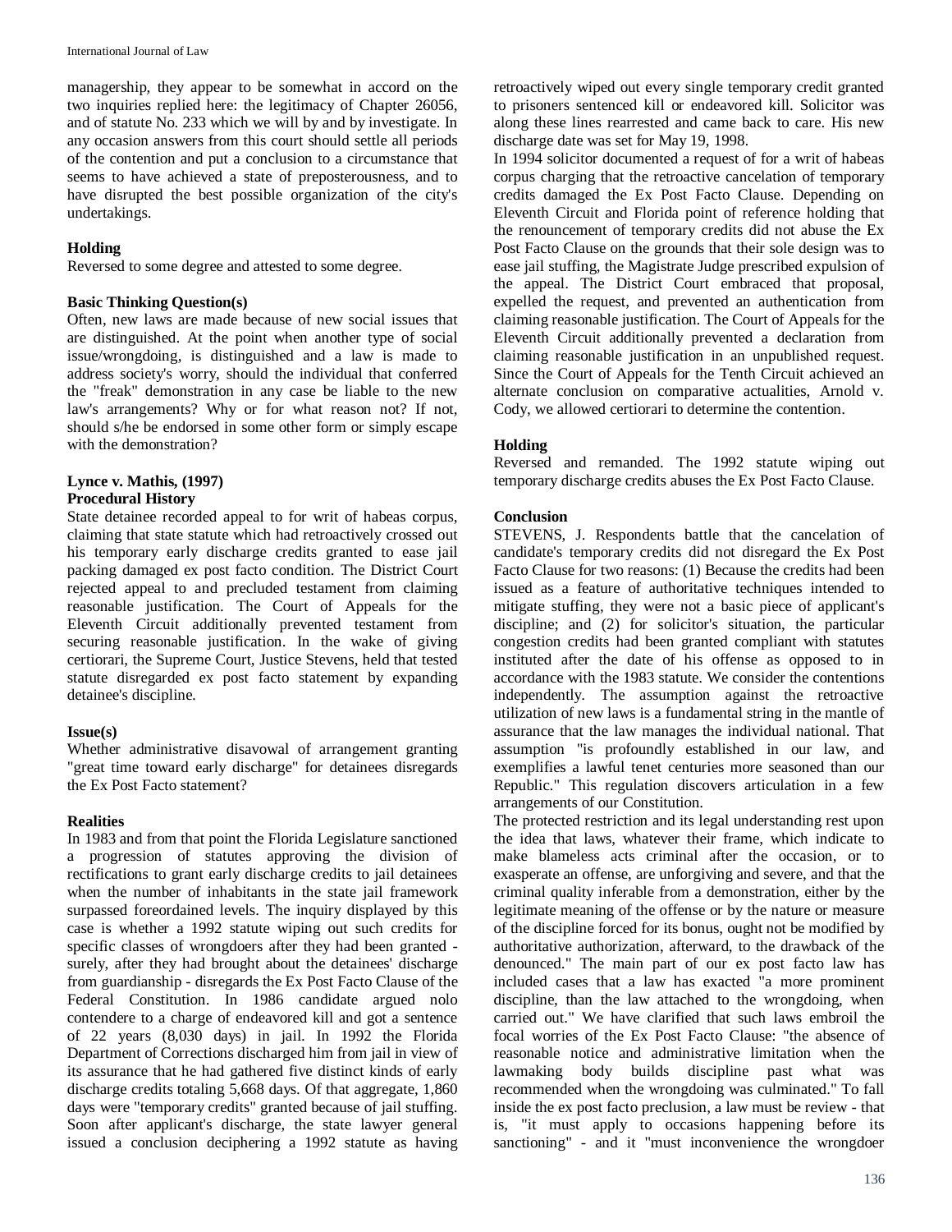managership, they appear to be somewhat in accord on the two inquiries replied here: the legitimacy of Chapter 26056, and of statute No. 233 which we will by and by investigate. In any occasion answers from this court should settle all periods of the contention and put a conclusion to a circumstance that seems to have achieved a state of preposterousness, and to have disrupted the best possible organization of the city's undertakings.

**Holding**

Reversed to some degree and attested to some degree.

**Basic Thinking Question(s)**

Often, new laws are made because of new social issues that are distinguished. At the point when another type of social issue/wrongdoing, is distinguished and a law is made to address society's worry, should the individual that conferred the "freak" demonstration in any case be liable to the new law's arrangements? Why or for what reason not? If not, should s/he be endorsed in some other form or simply escape with the demonstration?

**Lynce v. Mathis, (1997)**

**Procedural History**

State detainee recorded appeal to for writ of habeas corpus, claiming that state statute which had retroactively crossed out his temporary early discharge credits granted to ease jail packing damaged ex post facto condition. The District Court rejected appeal to and precluded testament from claiming reasonable justification. The Court of Appeals for the Eleventh Circuit additionally prevented testament from securing reasonable justification. In the wake of giving certiorari, the Supreme Court, Justice Stevens, held that tested statute disregarded ex post facto statement by expanding detainee's discipline.

**Issue(s)**

Whether administrative disavowal of arrangement granting "great time toward early discharge" for detainees disregards the Ex Post Facto statement?

**Realities**

In 1983 and from that point the Florida Legislature sanctioned a progression of statutes approving the division of rectifications to grant early discharge credits to jail detainees when the number of inhabitants in the state jail framework surpassed foreordained levels. The inquiry displayed by this case is whether a 1992 statute wiping out such credits for specific classes of wrongdoers after they had been granted - surely, after they had brought about the detainees' discharge from guardianship - disregards the Ex Post Facto Clause of the Federal Constitution. In 1986 candidate argued nolo contendere to a charge of endeavored kill and got a sentence of 22 years (8,030 days) in jail. In 1992 the Florida Department of Corrections discharged him from jail in view of its assurance that he had gathered five distinct kinds of early discharge credits totaling 5,668 days. Of that aggregate, 1,860 days were "temporary credits" granted because of jail stuffing. Soon after applicant's discharge, the state lawyer general issued a conclusion deciphering a 1992 statute as having retroactively wiped out every single temporary credit granted to prisoners sentenced kill or endeavored kill. Solicitor was along these lines rearrested and came back to care. His new discharge date was set for May 19, 1998.

In 1994 solicitor documented a request of for a writ of habeas corpus charging that the retroactive cancelation of temporary credits damaged the Ex Post Facto Clause. Depending on Eleventh Circuit and Florida point of reference holding that the renouncement of temporary credits did not abuse the Ex Post Facto Clause on the grounds that their sole design was to ease jail stuffing, the Magistrate Judge prescribed expulsion of the appeal. The District Court embraced that proposal, expelled the request, and prevented an authentication from claiming reasonable justification. The Court of Appeals for the Eleventh Circuit additionally prevented a declaration from claiming reasonable justification in an unpublished request. Since the Court of Appeals for the Tenth Circuit achieved an alternate conclusion on comparative actualities, Arnold v. Cody, we allowed certiorari to determine the contention.

**Holding**

Reversed and remanded. The 1992 statute wiping out temporary discharge credits abuses the Ex Post Facto Clause.

**Conclusion**

STEVENS, J. Respondents battle that the cancelation of candidate's temporary credits did not disregard the Ex Post Facto Clause for two reasons: (1) Because the credits had been issued as a feature of authoritative techniques intended to mitigate stuffing, they were not a basic piece of applicant's discipline; and (2) for solicitor's situation, the particular congestion credits had been granted compliant with statutes instituted after the date of his offense as opposed to in accordance with the 1983 statute. We consider the contentions independently. The assumption against the retroactive utilization of new laws is a fundamental string in the mantle of assurance that the law manages the individual national. That assumption "is profoundly established in our law, and exemplifies a lawful tenet centuries more seasoned than our Republic." This regulation discovers articulation in a few arrangements of our Constitution.

The protected restriction and its legal understanding rest upon the idea that laws, whatever their frame, which indicate to make blameless acts criminal after the occasion, or to exasperate an offense, are unforgiving and severe, and that the criminal quality inferable from a demonstration, either by the legitimate meaning of the offense or by the nature or measure of the discipline forced for its bonus, ought not be modified by authoritative authorization, afterward, to the drawback of the denounced." The main part of our ex post facto law has included cases that a law has exacted "a more prominent discipline, than the law attached to the wrongdoing, when carried out." We have clarified that such laws embroil the focal worries of the Ex Post Facto Clause: "the absence of reasonable notice and administrative limitation when the lawmaking body builds discipline past what was recommended when the wrongdoing was culminated." To fall inside the ex post facto preclusion, a law must be review - that is, "it must apply to occasions happening before its sanctioning" - and it "must inconvenience the wrongdoer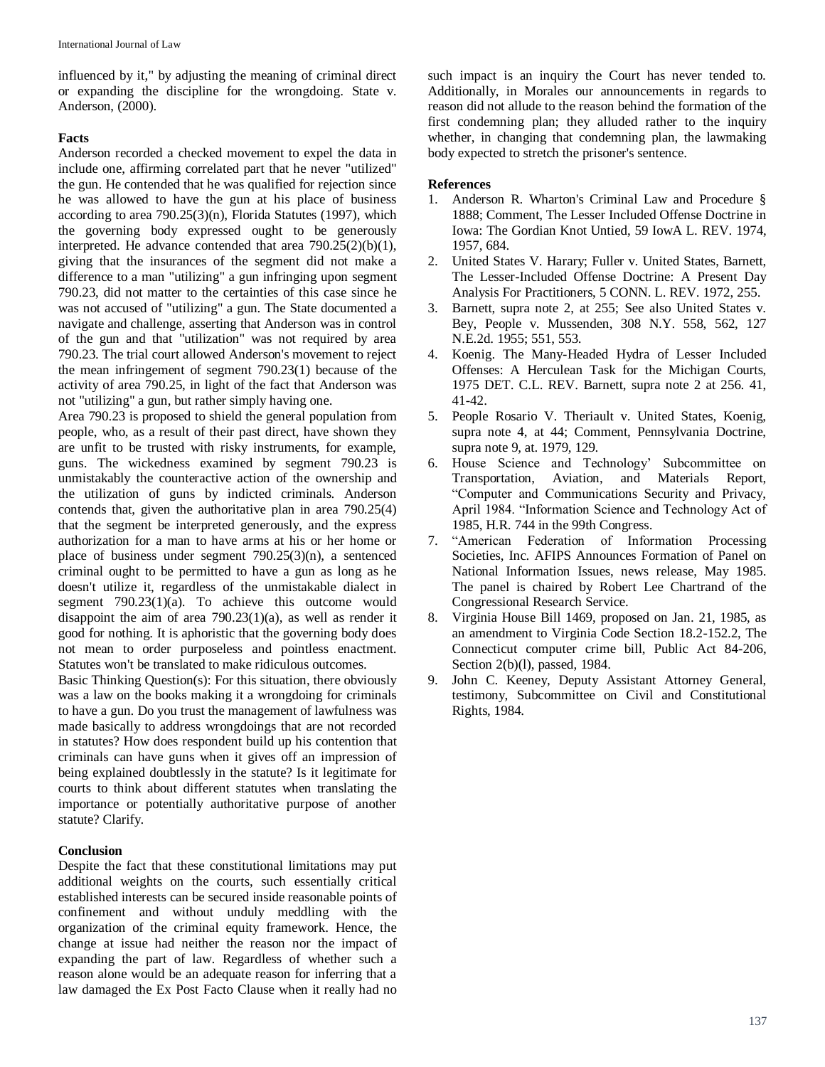influenced by it," by adjusting the meaning of criminal direct or expanding the discipline for the wrongdoing. State v. Anderson, (2000).

**Facts**

Anderson recorded a checked movement to expel the data in include one, affirming correlated part that he never "utilized" the gun. He contended that he was qualified for rejection since he was allowed to have the gun at his place of business according to area 790.25(3)(n), Florida Statutes (1997), which the governing body expressed ought to be generously interpreted. He advance contended that area 790.25(2)(b)(1), giving that the insurances of the segment did not make a difference to a man "utilizing" a gun infringing upon segment 790.23, did not matter to the certainties of this case since he was not accused of "utilizing" a gun. The State documented a navigate and challenge, asserting that Anderson was in control of the gun and that "utilization" was not required by area 790.23. The trial court allowed Anderson's movement to reject the mean infringement of segment 790.23(1) because of the activity of area 790.25, in light of the fact that Anderson was not "utilizing" a gun, but rather simply having one.

Area 790.23 is proposed to shield the general population from people, who, as a result of their past direct, have shown they are unfit to be trusted with risky instruments, for example, guns. The wickedness examined by segment 790.23 is unmistakably the counteractive action of the ownership and the utilization of guns by indicted criminals. Anderson contends that, given the authoritative plan in area 790.25(4) that the segment be interpreted generously, and the express authorization for a man to have arms at his or her home or place of business under segment 790.25(3)(n), a sentenced criminal ought to be permitted to have a gun as long as he doesn't utilize it, regardless of the unmistakable dialect in segment 790.23(1)(a). To achieve this outcome would disappoint the aim of area 790.23(1)(a), as well as render it good for nothing. It is aphoristic that the governing body does not mean to order purposeless and pointless enactment. Statutes won't be translated to make ridiculous outcomes.

Basic Thinking Question(s): For this situation, there obviously was a law on the books making it a wrongdoing for criminals to have a gun. Do you trust the management of lawfulness was made basically to address wrongdoings that are not recorded in statutes? How does respondent build up his contention that criminals can have guns when it gives off an impression of being explained doubtlessly in the statute? Is it legitimate for courts to think about different statutes when translating the importance or potentially authoritative purpose of another statute? Clarify.

**Conclusion**

Despite the fact that these constitutional limitations may put additional weights on the courts, such essentially critical established interests can be secured inside reasonable points of confinement and without unduly meddling with the organization of the criminal equity framework. Hence, the change at issue had neither the reason nor the impact of expanding the part of law. Regardless of whether such a reason alone would be an adequate reason for inferring that a law damaged the Ex Post Facto Clause when it really had no such impact is an inquiry the Court has never tended to. Additionally, in Morales our announcements in regards to reason did not allude to the reason behind the formation of the first condemning plan; they alluded rather to the inquiry whether, in changing that condemning plan, the lawmaking body expected to stretch the prisoner's sentence.

**References**

1. Anderson R. Wharton's Criminal Law and Procedure § 1888; Comment, The Lesser Included Offense Doctrine in Iowa: The Gordian Knot Untied, 59 IowA L. REV. 1974, 1957, 684.
2. United States V. Harary; Fuller v. United States, Barnett, The Lesser-Included Offense Doctrine: A Present Day Analysis For Practitioners, 5 CONN. L. REV. 1972, 255.
3. Barnett, supra note 2, at 255; See also United States v. Bey, People v. Mussenden, 308 N.Y. 558, 562, 127 N.E.2d. 1955; 551, 553.
4. Koenig. The Many-Headed Hydra of Lesser Included Offenses: A Herculean Task for the Michigan Courts, 1975 DET. C.L. REV. Barnett, supra note 2 at 256. 41, 41-42.
5. People Rosario V. Theriault v. United States, Koenig, supra note 4, at 44; Comment, Pennsylvania Doctrine, supra note 9, at. 1979, 129.
6. House Science and Technology' Subcommittee on Transportation, Aviation, and Materials Report, "Computer and Communications Security and Privacy, April 1984. "Information Science and Technology Act of 1985, H.R. 744 in the 99th Congress.
7. "American Federation of Information Processing Societies, Inc. AFIPS Announces Formation of Panel on National Information Issues, news release, May 1985. The panel is chaired by Robert Lee Chartrand of the Congressional Research Service.
8. Virginia House Bill 1469, proposed on Jan. 21, 1985, as an amendment to Virginia Code Section 18.2-152.2, The Connecticut computer crime bill, Public Act 84-206, Section 2(b)(l), passed, 1984.
9. John C. Keeney, Deputy Assistant Attorney General, testimony, Subcommittee on Civil and Constitutional Rights, 1984.